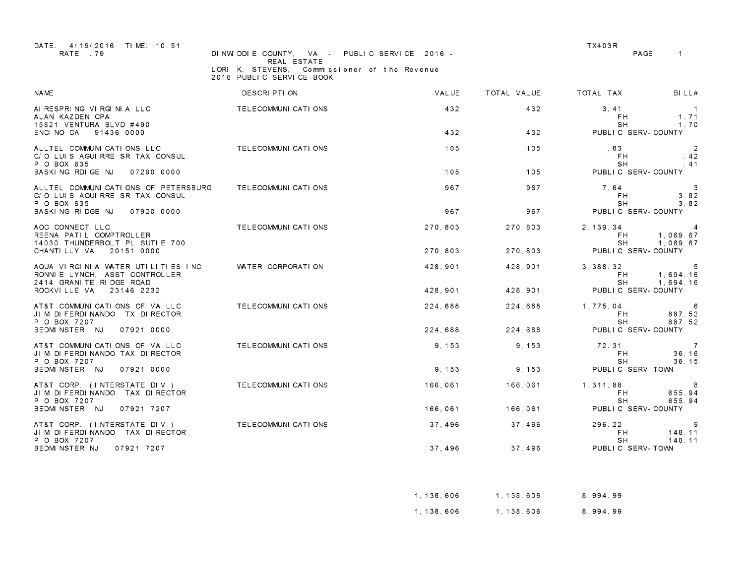DATE: 4/19/2016 TIME: 10:51
RATE .79

DINWIDDIE COUNTY, VA - PUBLIC SERVICE 2016 -
REAL ESTATE
LORI K. STEVENS, Commissioner of the Revenue
2016 PUBLIC SERVICE BOOK

TX403R
PAGE 1

| NAME | DESCRIPTION | VALUE | TOTAL VALUE | TOTAL TAX | BILL# |
|---|---|---|---|---|---|
| AIRESPRING VIRGINIA LLC<br>ALAN KAZDEN CPA<br>15821 VENTURA BLVD #490<br>ENCINO CA 91436 0000 | TELECOMMUNICATIONS | 432<br><br><br>432 | 432<br><br><br>432 | 3.41<br>FH<br>SH<br>PUBLIC SERV-COUNTY | 1<br>1.71<br>1.70 |
| ALLTEL COMMUNICATIONS LLC<br>C/O LUIS AGUIRRE SR TAX CONSUL<br>P O BOX 635<br>BASKING RDIGE NJ 07290 0000 | TELECOMMUNICATIONS | 105<br><br><br>105 | 105<br><br><br>105 | .83<br>FH<br>SH<br>PUBLIC SERV-COUNTY | 2<br>.42<br>.41 |
| ALLTEL COMMUNICATIONS OF PETERSBURG<br>C/O LUIS AQUIRRE SR TAX CONSUL<br>P O BOX 635<br>BASKING RIDGE NJ 07920 0000 | TELECOMMUNICATIONS | 967<br><br><br>967 | 967<br><br><br>967 | 7.64<br>FH<br>SH<br>PUBLIC SERV-COUNTY | 3<br>3.82<br>3.82 |
| AOC CONNECT LLC<br>REENA PATIL COMPTROLLER<br>14030 THUNDERBOLT PL SUTIE 700<br>CHANTILLY VA 20151 0000 | TELECOMMUNICATIONS | 270,803<br><br><br>270,803 | 270,803<br><br><br>270,803 | 2,139.34<br>FH<br>SH<br>PUBLIC SERV-COUNTY | 4<br>1,069.67<br>1,069.67 |
| AQUA VIRGINIA WATER UTILITIES INC<br>RONNIE LYNCH, ASST CONTROLLER<br>2414 GRANITE RIDGE ROAD<br>ROCKVILLE VA 23146 2232 | WATER CORPORATION | 428,901<br><br><br>428,901 | 428,901<br><br><br>428,901 | 3,388.32<br>FH<br>SH<br>PUBLIC SERV-COUNTY | 5<br>1,694.16<br>1,694.16 |
| AT&T COMMUNICATIONS OF VA LLC<br>JIM DIFERDINANDO TX DIRECTOR<br>P O BOX 7207<br>BEDMINSTER NJ 07921 0000 | TELECOMMUNICATIONS | 224,688<br><br><br>224,688 | 224,688<br><br><br>224,688 | 1,775.04<br>FH<br>SH<br>PUBLIC SERV-COUNTY | 6<br>887.52<br>887.52 |
| AT&T COMMUNICATIONS OF VA LLC<br>JIM DIFERDINANDO TAX DIRECTOR<br>P O BOX 7207<br>BEDMINSTER NJ 07921 0000 | TELECOMMUNICATIONS | 9,153<br><br><br>9,153 | 9,153<br><br><br>9,153 | 72.31<br>FH<br>SH<br>PUBLIC SERV-TOWN | 7<br>36.16<br>36.15 |
| AT&T CORP. (INTERSTATE DIV.)<br>JIM DIFERDINANDO TAX DIRECTOR<br>P O BOX 7207<br>BEDMINSTER NJ 07921 7207 | TELECOMMUNICATIONS | 166,061<br><br><br>166,061 | 166,061<br><br><br>166,061 | 1,311.88<br>FH<br>SH<br>PUBLIC SERV-COUNTY | 8<br>655.94<br>655.94 |
| AT&T CORP. (INTERSTATE DIV.)<br>JIM DIFERDINANDO TAX DIRECTOR<br>P O BOX 7207<br>BEDMINSTER NJ 07921 7207 | TELECOMMUNICATIONS | 37,496<br><br><br>37,496 | 37,496<br><br><br>37,496 | 296.22<br>FH<br>SH<br>PUBLIC SERV-TOWN | 9<br>148.11<br>148.11 |
| | | 1,138,606 | 1,138,606 | 8,994.99 | |
| | | 1,138,606 | 1,138,606 | 8,994.99 | |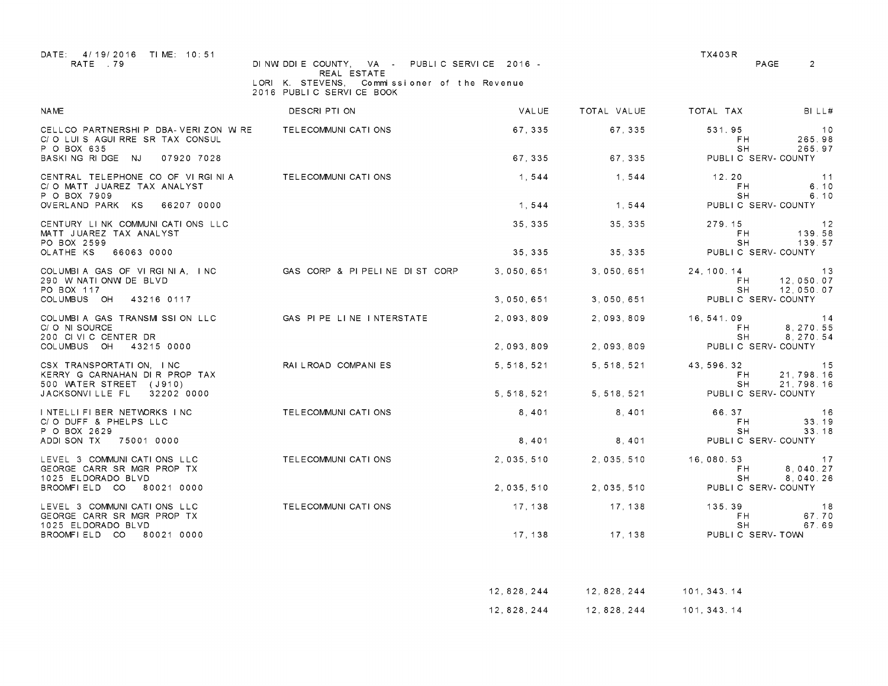DATE: 4/19/2016 TIME: 10:51
RATE .79

DINWIDDIE COUNTY, VA - PUBLIC SERVICE 2016 - REAL ESTATE
LORI K. STEVENS, Commissioner of the Revenue
2016 PUBLIC SERVICE BOOK

TX403R

| NAME | DESCRIPTION | VALUE | TOTAL VALUE | TOTAL TAX | BILL# |
|---|---|---|---|---|---|
| CELLCO PARTNERSHIP DBA-VERIZON WIRE | TELECOMMUNICATIONS | 67,335 | 67,335 | 531.95 | 10 |
| C/O LUIS AGUIRRE SR TAX CONSUL | | | | FH | 265.98 |
| P O BOX 635 | | | | SH | 265.97 |
| BASKING RIDGE NJ 07920 7028 | | 67,335 | 67,335 | PUBLIC SERV-COUNTY | |
| CENTRAL TELEPHONE CO OF VIRGINIA | TELECOMMUNICATIONS | 1,544 | 1,544 | 12.20 | 11 |
| C/O MATT JUAREZ TAX ANALYST | | | | FH | 6.10 |
| P O BOX 7909 | | | | SH | 6.10 |
| OVERLAND PARK KS 66207 0000 | | 1,544 | 1,544 | PUBLIC SERV-COUNTY | |
| CENTURY LINK COMMUNICATIONS LLC | | 35,335 | 35,335 | 279.15 | 12 |
| MATT JUAREZ TAX ANALYST | | | | FH | 139.58 |
| PO BOX 2599 | | | | SH | 139.57 |
| OLATHE KS 66063 0000 | | 35,335 | 35,335 | PUBLIC SERV-COUNTY | |
| COLUMBIA GAS OF VIRGINIA, INC | GAS CORP & PIPELINE DIST CORP | 3,050,651 | 3,050,651 | 24,100.14 | 13 |
| 290 W NATIONWIDE BLVD | | | | FH | 12,050.07 |
| PO BOX 117 | | | | SH | 12,050.07 |
| COLUMBUS OH 43216 0117 | | 3,050,651 | 3,050,651 | PUBLIC SERV-COUNTY | |
| COLUMBIA GAS TRANSMISSION LLC | GAS PIPE LINE INTERSTATE | 2,093,809 | 2,093,809 | 16,541.09 | 14 |
| C/O NISOURCE | | | | FH | 8,270.55 |
| 200 CIVIC CENTER DR | | | | SH | 8,270.54 |
| COLUMBUS OH 43215 0000 | | 2,093,809 | 2,093,809 | PUBLIC SERV-COUNTY | |
| CSX TRANSPORTATION, INC | RAILROAD COMPANIES | 5,518,521 | 5,518,521 | 43,596.32 | 15 |
| KERRY G CARNAHAN DIR PROP TAX | | | | FH | 21,798.16 |
| 500 WATER STREET (J910) | | | | SH | 21,798.16 |
| JACKSONVILLE FL 32202 0000 | | 5,518,521 | 5,518,521 | PUBLIC SERV-COUNTY | |
| INTELLIFIBER NETWORKS INC | TELECOMMUNICATIONS | 8,401 | 8,401 | 66.37 | 16 |
| C/O DUFF & PHELPS LLC | | | | FH | 33.19 |
| P O BOX 2629 | | | | SH | 33.18 |
| ADDISON TX 75001 0000 | | 8,401 | 8,401 | PUBLIC SERV-COUNTY | |
| LEVEL 3 COMMUNICATIONS LLC | TELECOMMUNICATIONS | 2,035,510 | 2,035,510 | 16,080.53 | 17 |
| GEORGE CARR SR MGR PROP TX | | | | FH | 8,040.27 |
| 1025 ELDORADO BLVD | | | | SH | 8,040.26 |
| BROOMFIELD CO 80021 0000 | | 2,035,510 | 2,035,510 | PUBLIC SERV-COUNTY | |
| LEVEL 3 COMMUNICATIONS LLC | TELECOMMUNICATIONS | 17,138 | 17,138 | 135.39 | 18 |
| GEORGE CARR SR MGR PROP TX | | | | FH | 67.70 |
| 1025 ELDORADO BLVD | | | | SH | 67.69 |
| BROOMFIELD CO 80021 0000 | | 17,138 | 17,138 | PUBLIC SERV-TOWN | |
| | | 12,828,244 | 12,828,244 | 101,343.14 | |
| | | 12,828,244 | 12,828,244 | 101,343.14 | |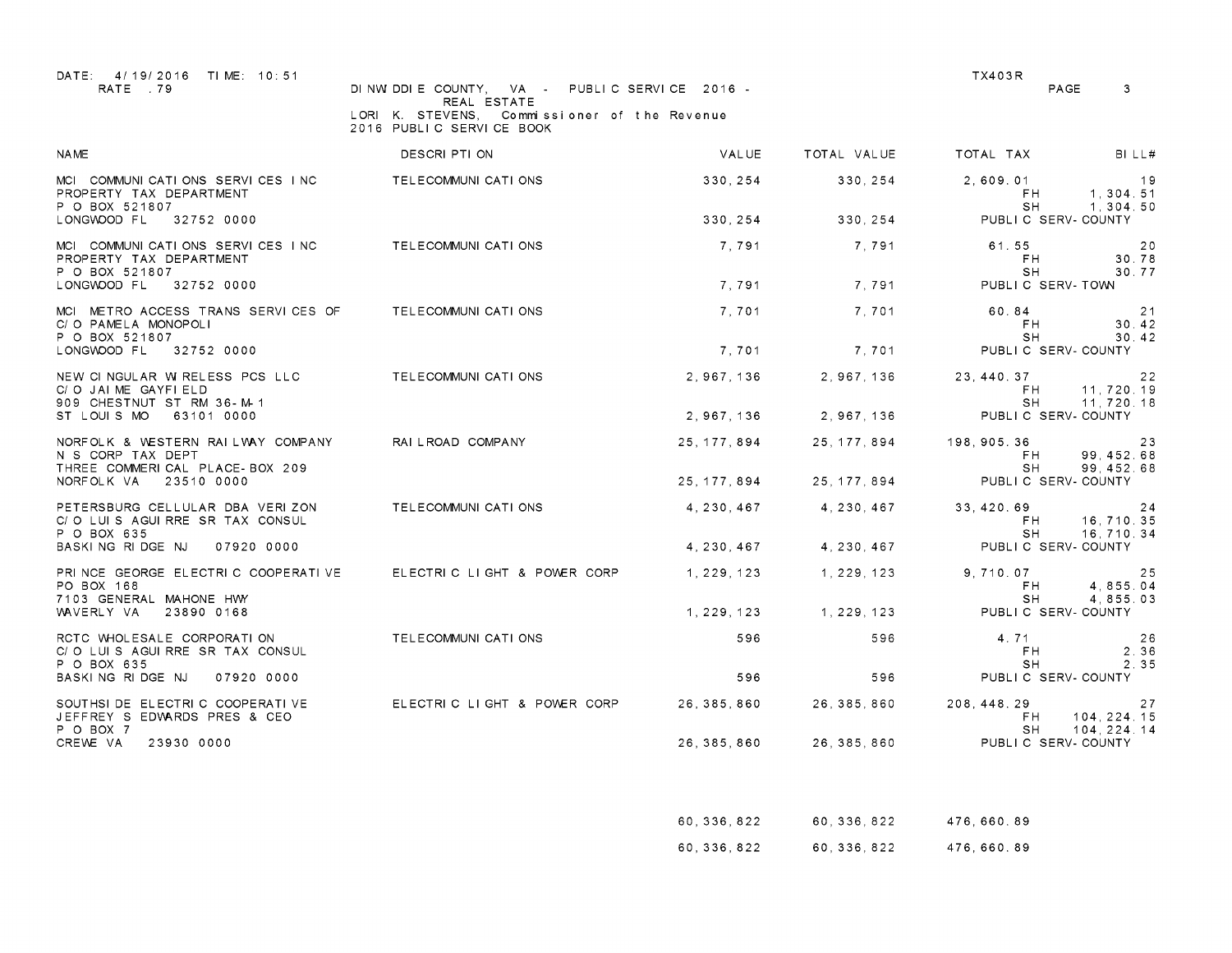DATE: 4/19/2016 TIME: 10:51
RATE .79

DINWIDDIE COUNTY, VA - PUBLIC SERVICE 2016 - REAL ESTATE
LORI K. STEVENS, Commissioner of the Revenue
2016 PUBLIC SERVICE BOOK

TX403R

| NAME | DESCRIPTION | VALUE | TOTAL VALUE | TOTAL TAX | BILL# |
|---|---|---|---|---|---|
| MCI COMMUNICATIONS SERVICES INC<br>PROPERTY TAX DEPARTMENT<br>P O BOX 521807<br>LONGWOOD FL 32752 0000 | TELECOMMUNICATIONS | 330,254<br><br><br>330,254 | 330,254<br><br><br>330,254 | 2,609.01<br>FH 1,304.51<br>SH 1,304.50<br>PUBLIC SERV-COUNTY | 19 |
| MCI COMMUNICATIONS SERVICES INC<br>PROPERTY TAX DEPARTMENT<br>P O BOX 521807<br>LONGWOOD FL 32752 0000 | TELECOMMUNICATIONS | 7,791<br><br><br>7,791 | 7,791<br><br><br>7,791 | 61.55<br>FH 30.78<br>SH 30.77<br>PUBLIC SERV-TOWN | 20 |
| MCI METRO ACCESS TRANS SERVICES OF<br>C/O PAMELA MONOPOLI<br>P O BOX 521807<br>LONGWOOD FL 32752 0000 | TELECOMMUNICATIONS | 7,701<br><br><br>7,701 | 7,701<br><br><br>7,701 | 60.84<br>FH 30.42<br>SH 30.42<br>PUBLIC SERV-COUNTY | 21 |
| NEW CINGULAR WIRELESS PCS LLC<br>C/O JAIME GAYFIELD<br>909 CHESTNUT ST RM 36-M-1<br>ST LOUIS MO 63101 0000 | TELECOMMUNICATIONS | 2,967,136<br><br><br>2,967,136 | 2,967,136<br><br><br>2,967,136 | 23,440.37<br>FH 11,720.19<br>SH 11,720.18<br>PUBLIC SERV-COUNTY | 22 |
| NORFOLK & WESTERN RAILWAY COMPANY<br>N S CORP TAX DEPT<br>THREE COMMERICAL PLACE-BOX 209<br>NORFOLK VA 23510 0000 | RAILROAD COMPANY | 25,177,894<br><br><br>25,177,894 | 25,177,894<br><br><br>25,177,894 | 198,905.36<br>FH 99,452.68<br>SH 99,452.68<br>PUBLIC SERV-COUNTY | 23 |
| PETERSBURG CELLULAR DBA VERIZON<br>C/O LUIS AGUIRRE SR TAX CONSUL<br>P O BOX 635<br>BASKING RIDGE NJ 07920 0000 | TELECOMMUNICATIONS | 4,230,467<br><br><br>4,230,467 | 4,230,467<br><br><br>4,230,467 | 33,420.69<br>FH 16,710.35<br>SH 16,710.34<br>PUBLIC SERV-COUNTY | 24 |
| PRINCE GEORGE ELECTRIC COOPERATIVE<br>PO BOX 168<br>7103 GENERAL MAHONE HWY<br>WAVERLY VA 23890 0168 | ELECTRIC LIGHT & POWER CORP | 1,229,123<br><br><br>1,229,123 | 1,229,123<br><br><br>1,229,123 | 9,710.07<br>FH 4,855.04<br>SH 4,855.03<br>PUBLIC SERV-COUNTY | 25 |
| RCTC WHOLESALE CORPORATION<br>C/O LUIS AGUIRRE SR TAX CONSUL<br>P O BOX 635<br>BASKING RIDGE NJ 07920 0000 | TELECOMMUNICATIONS | 596<br><br><br>596 | 596<br><br><br>596 | 4.71<br>FH 2.36<br>SH 2.35<br>PUBLIC SERV-COUNTY | 26 |
| SOUTHSIDE ELECTRIC COOPERATIVE<br>JEFFREY S EDWARDS PRES & CEO<br>P O BOX 7<br>CREWE VA 23930 0000 | ELECTRIC LIGHT & POWER CORP | 26,385,860<br><br><br>26,385,860 | 26,385,860<br><br><br>26,385,860 | 208,448.29<br>FH 104,224.15<br>SH 104,224.14<br>PUBLIC SERV-COUNTY | 27 |
| | | 60,336,822 | 60,336,822 | 476,660.89 | |
| | | 60,336,822 | 60,336,822 | 476,660.89 | |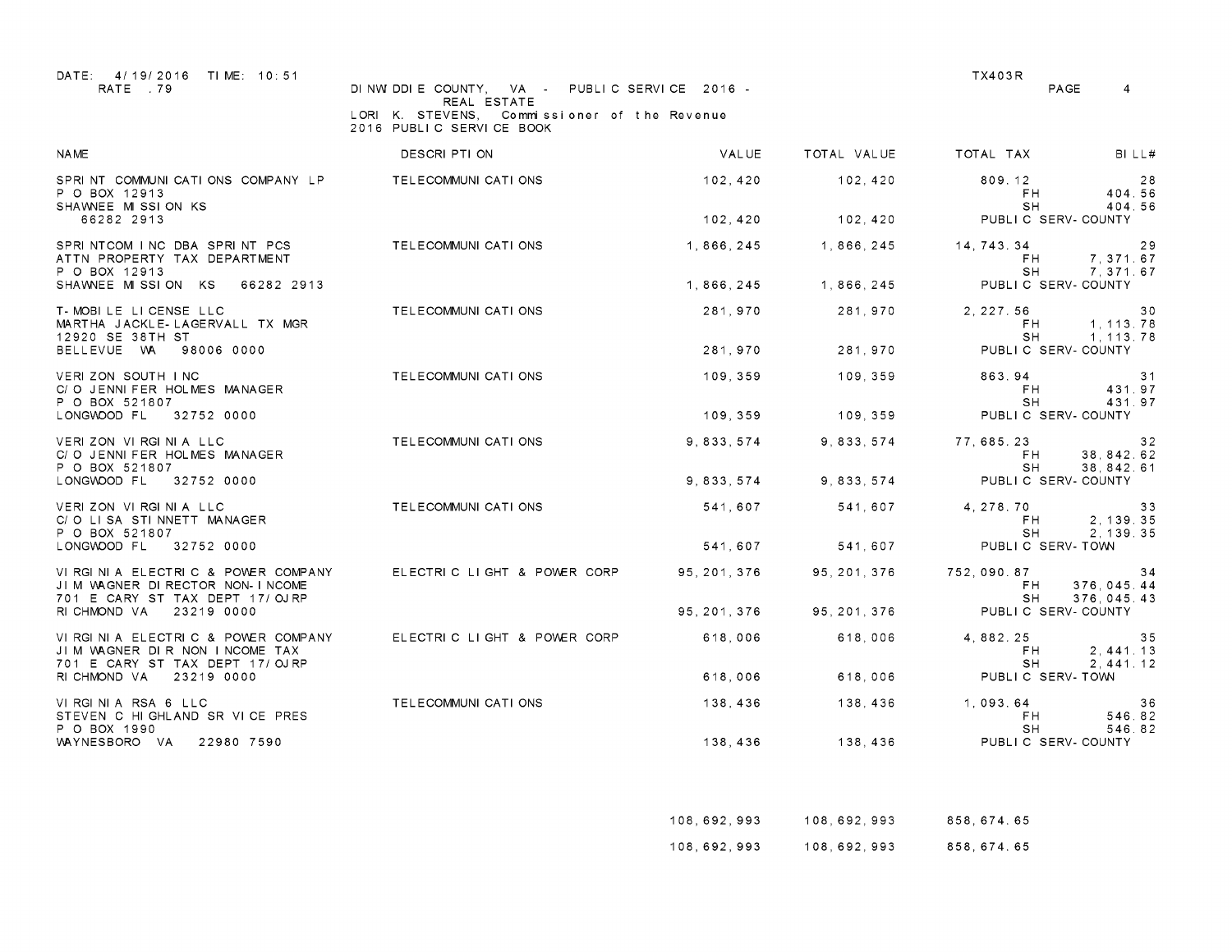DATE: 4/19/2016 TIME: 10:51
RATE .79

DINWIDDIE COUNTY, VA - PUBLIC SERVICE 2016 - REAL ESTATE
LORI K. STEVENS, Commissioner of the Revenue
2016 PUBLIC SERVICE BOOK

TX403R

| NAME | DESCRIPTION | VALUE | TOTAL VALUE | TOTAL TAX | | BILL# |
|---|---|---|---|---|---|---|
| SPRINT COMMUNICATIONS COMPANY LP<br>P O BOX 12913<br>SHAWNEE MISSION KS<br>66282 2913 | TELECOMMUNICATIONS | 102,420<br><br>102,420 | 102,420<br><br>102,420 | 809.12<br>FH<br>SH<br>PUBLIC SERV-COUNTY | <br>404.56<br>404.56 | 28 |
| SPRINTCOM INC DBA SPRINT PCS<br>ATTN PROPERTY TAX DEPARTMENT<br>P O BOX 12913<br>SHAWNEE MISSION KS 66282 2913 | TELECOMMUNICATIONS | 1,866,245<br><br>1,866,245 | 1,866,245<br><br>1,866,245 | 14,743.34<br>FH<br>SH<br>PUBLIC SERV-COUNTY | <br>7,371.67<br>7,371.67 | 29 |
| T-MOBILE LICENSE LLC<br>MARTHA JACKLE-LAGERVALL TX MGR<br>12920 SE 38TH ST<br>BELLEVUE WA 98006 0000 | TELECOMMUNICATIONS | 281,970<br><br>281,970 | 281,970<br><br>281,970 | 2,227.56<br>FH<br>SH<br>PUBLIC SERV-COUNTY | <br>1,113.78<br>1,113.78 | 30 |
| VERIZON SOUTH INC<br>C/O JENNIFER HOLMES MANAGER<br>P O BOX 521807<br>LONGWOOD FL 32752 0000 | TELECOMMUNICATIONS | 109,359<br><br>109,359 | 109,359<br><br>109,359 | 863.94<br>FH<br>SH<br>PUBLIC SERV-COUNTY | <br>431.97<br>431.97 | 31 |
| VERIZON VIRGINIA LLC<br>C/O JENNIFER HOLMES MANAGER<br>P O BOX 521807<br>LONGWOOD FL 32752 0000 | TELECOMMUNICATIONS | 9,833,574<br><br>9,833,574 | 9,833,574<br><br>9,833,574 | 77,685.23<br>FH<br>SH<br>PUBLIC SERV-COUNTY | <br>38,842.62<br>38,842.61 | 32 |
| VERIZON VIRGINIA LLC<br>C/O LISA STINNETT MANAGER<br>P O BOX 521807<br>LONGWOOD FL 32752 0000 | TELECOMMUNICATIONS | 541,607<br><br>541,607 | 541,607<br><br>541,607 | 4,278.70<br>FH<br>SH<br>PUBLIC SERV-TOWN | <br>2,139.35<br>2,139.35 | 33 |
| VIRGINIA ELECTRIC & POWER COMPANY<br>JIM WAGNER DIRECTOR NON-INCOME<br>701 E CARY ST TAX DEPT 17/OJRP<br>RICHMOND VA 23219 0000 | ELECTRIC LIGHT & POWER CORP | 95,201,376<br><br>95,201,376 | 95,201,376<br><br>95,201,376 | 752,090.87<br>FH<br>SH<br>PUBLIC SERV-COUNTY | <br>376,045.44<br>376,045.43 | 34 |
| VIRGINIA ELECTRIC & POWER COMPANY<br>JIM WAGNER DIR NON INCOME TAX<br>701 E CARY ST TAX DEPT 17/OJRP<br>RICHMOND VA 23219 0000 | ELECTRIC LIGHT & POWER CORP | 618,006<br><br>618,006 | 618,006<br><br>618,006 | 4,882.25<br>FH<br>SH<br>PUBLIC SERV-TOWN | <br>2,441.13<br>2,441.12 | 35 |
| VIRGINIA RSA 6 LLC<br>STEVEN C HIGHLAND SR VICE PRES<br>P O BOX 1990<br>WAYNESBORO VA 22980 7590 | TELECOMMUNICATIONS | 138,436<br><br>138,436 | 138,436<br><br>138,436 | 1,093.64<br>FH<br>SH<br>PUBLIC SERV-COUNTY | <br>546.82<br>546.82 | 36 |
| | | 108,692,993 | 108,692,993 | 858,674.65 | | |
| | | 108,692,993 | 108,692,993 | 858,674.65 | | |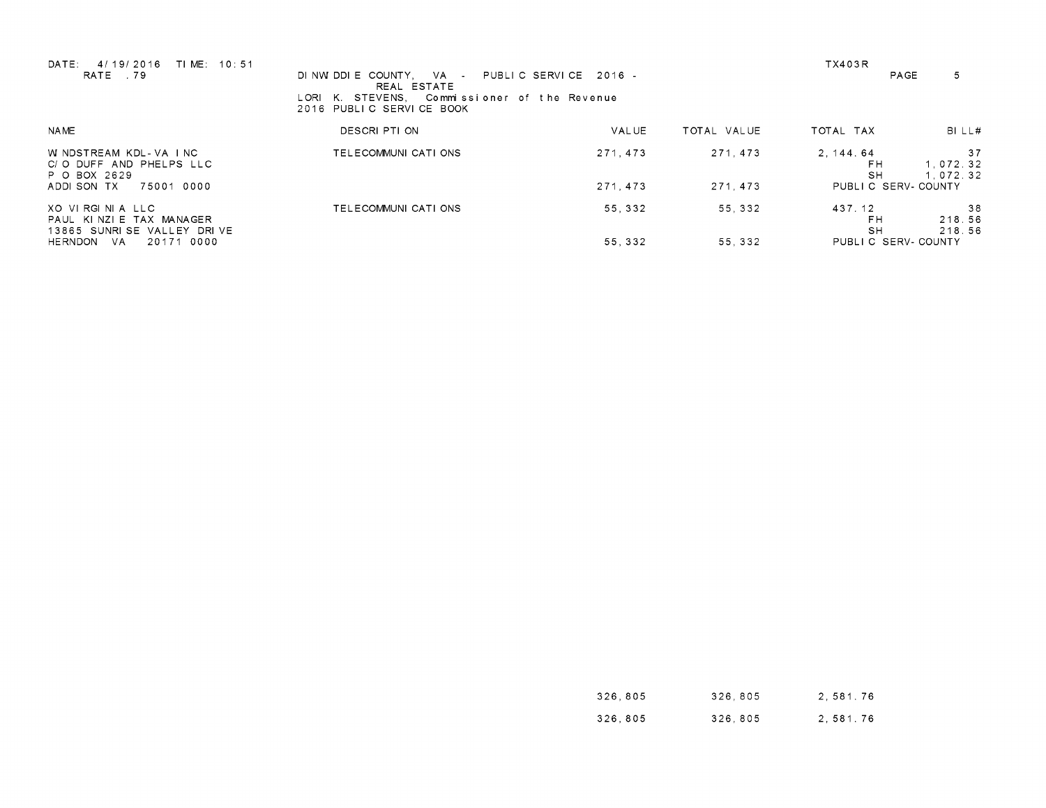DATE: 4/19/2016 TIME: 10:51 TX403R
RATE .79

DINWIDDIE COUNTY, VA - PUBLIC SERVICE 2016 - REAL ESTATE
LORI K. STEVENS, Commissioner of the Revenue
2016 PUBLIC SERVICE BOOK

| NAME | DESCRIPTION | VALUE | TOTAL VALUE | TOTAL TAX | | BILL# |
|---|---|---|---|---|---|---|
| WINDSTREAM KDL-VA INC | TELECOMMUNICATIONS | 271,473 | 271,473 | 2,144.64 | | 37 |
| C/O DUFF AND PHELPS LLC | | | | | FH | 1,072.32 |
| P O BOX 2629 | | | | | SH | 1,072.32 |
| ADDISON TX 75001 0000 | | 271,473 | 271,473 | PUBLIC SERV-COUNTY | | |
| XO VIRGINIA LLC | TELECOMMUNICATIONS | 55,332 | 55,332 | 437.12 | | 38 |
| PAUL KINZIE TAX MANAGER | | | | | FH | 218.56 |
| 13865 SUNRISE VALLEY DRIVE | | | | | SH | 218.56 |
| HERNDON VA 20171 0000 | | 55,332 | 55,332 | PUBLIC SERV-COUNTY | | |
| | | 326,805 | 326,805 | 2,581.76 | | |
| | | 326,805 | 326,805 | 2,581.76 | | |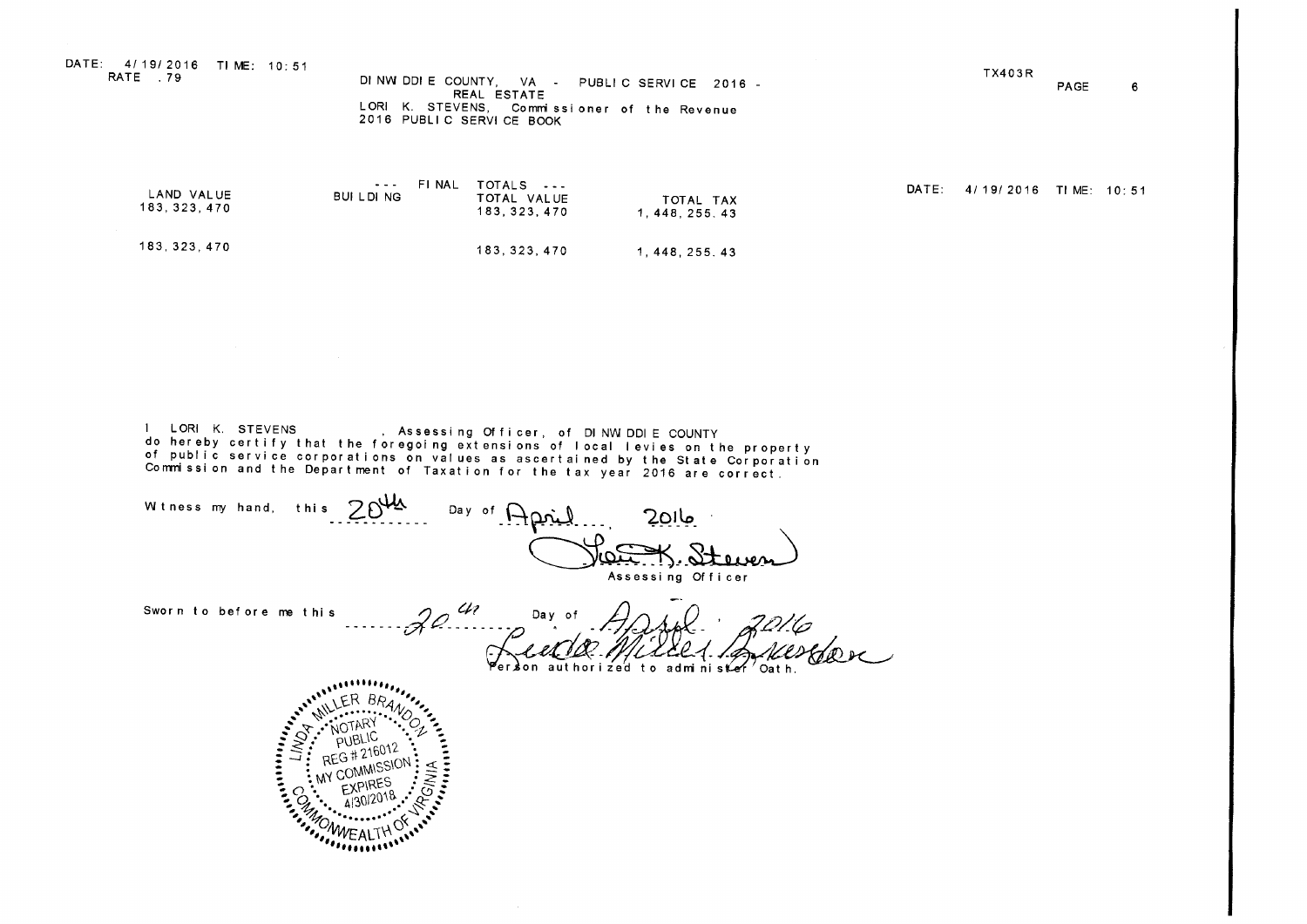DATE: 4/19/2016 TIME: 10:51
RATE .79

DINWIDDIE COUNTY, VA - PUBLIC SERVICE 2016 -
REAL ESTATE
LORI K. STEVENS, Commissioner of the Revenue
2016 PUBLIC SERVICE BOOK

TX403R

DATE: 4/19/2016 TIME: 10:51

--- FINAL TOTALS ---

| LAND VALUE | BUILDING | TOTAL VALUE | TOTAL TAX |
|---|---|---|---|
| 183,323,470 | | 183,323,470 | 1,448,255.43 |
| 183,323,470 | | 183,323,470 | 1,448,255.43 |

I LORI K. STEVENS , Assessing Officer, of DINWIDDIE COUNTY do hereby certify that the foregoing extensions of local levies on the property of public service corporations on values as ascertained by the State Corporation Commission and the Department of Taxation for the tax year 2016 are correct.

Witness my hand, this 20th Day of April 2016.

Lori K. Stevens
Assessing Officer

Sworn to before me this 20th Day of April 2016

Linda Miller Brandon
Person authorized to administer Oath.

LINDA MILLER BRANDON
NOTARY PUBLIC
REG # 216012
MY COMMISSION EXPIRES 4/30/2018
COMMONWEALTH OF VIRGINIA